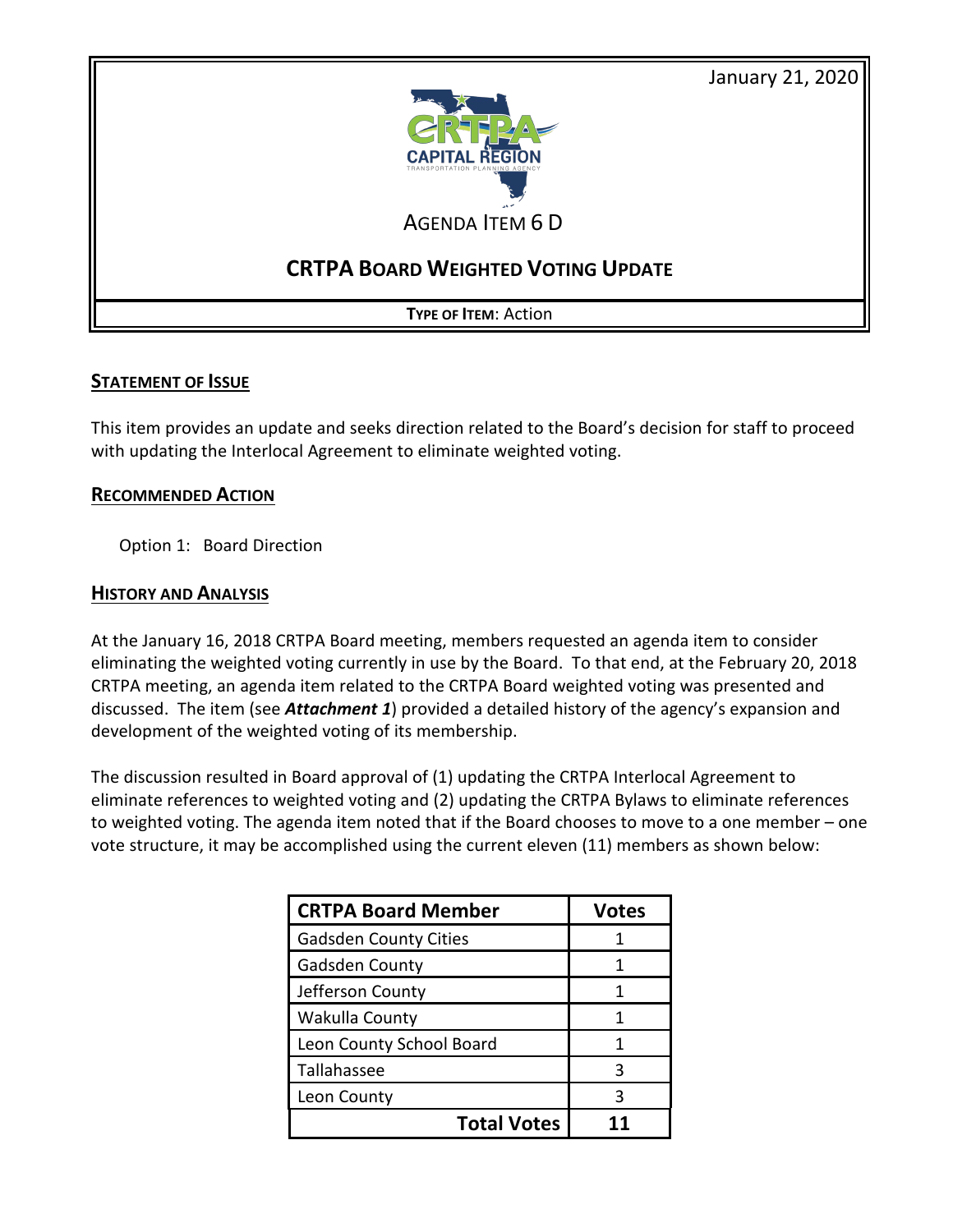January 21, 2020

CAPITAL REGION TRANSPORTATION PLANNING AGENCY

AGENDA ITEM 6 D

# CRTPA BOARD WEIGHTED VOTING UPDATE

**TYPE OF ITEM**: Action

## STATEMENT OF ISSUE

This item provides an update and seeks direction related to the Board's decision for staff to proceed with updating the Interlocal Agreement to eliminate weighted voting.

## RECOMMENDED ACTION

Option 1: Board Direction

## HISTORY AND ANALYSIS

At the January 16, 2018 CRTPA Board meeting, members requested an agenda item to consider eliminating the weighted voting currently in use by the Board. To that end, at the February 20, 2018 CRTPA meeting, an agenda item related to the CRTPA Board weighted voting was presented and discussed. The item (see ***Attachment 1***) provided a detailed history of the agency's expansion and development of the weighted voting of its membership.

The discussion resulted in Board approval of (1) updating the CRTPA Interlocal Agreement to eliminate references to weighted voting and (2) updating the CRTPA Bylaws to eliminate references to weighted voting. The agenda item noted that if the Board chooses to move to a one member – one vote structure, it may be accomplished using the current eleven (11) members as shown below:

| CRTPA Board Member | Votes |
|---|---|
| Gadsden County Cities | 1 |
| Gadsden County | 1 |
| Jefferson County | 1 |
| Wakulla County | 1 |
| Leon County School Board | 1 |
| Tallahassee | 3 |
| Leon County | 3 |
| **Total Votes** | **11** |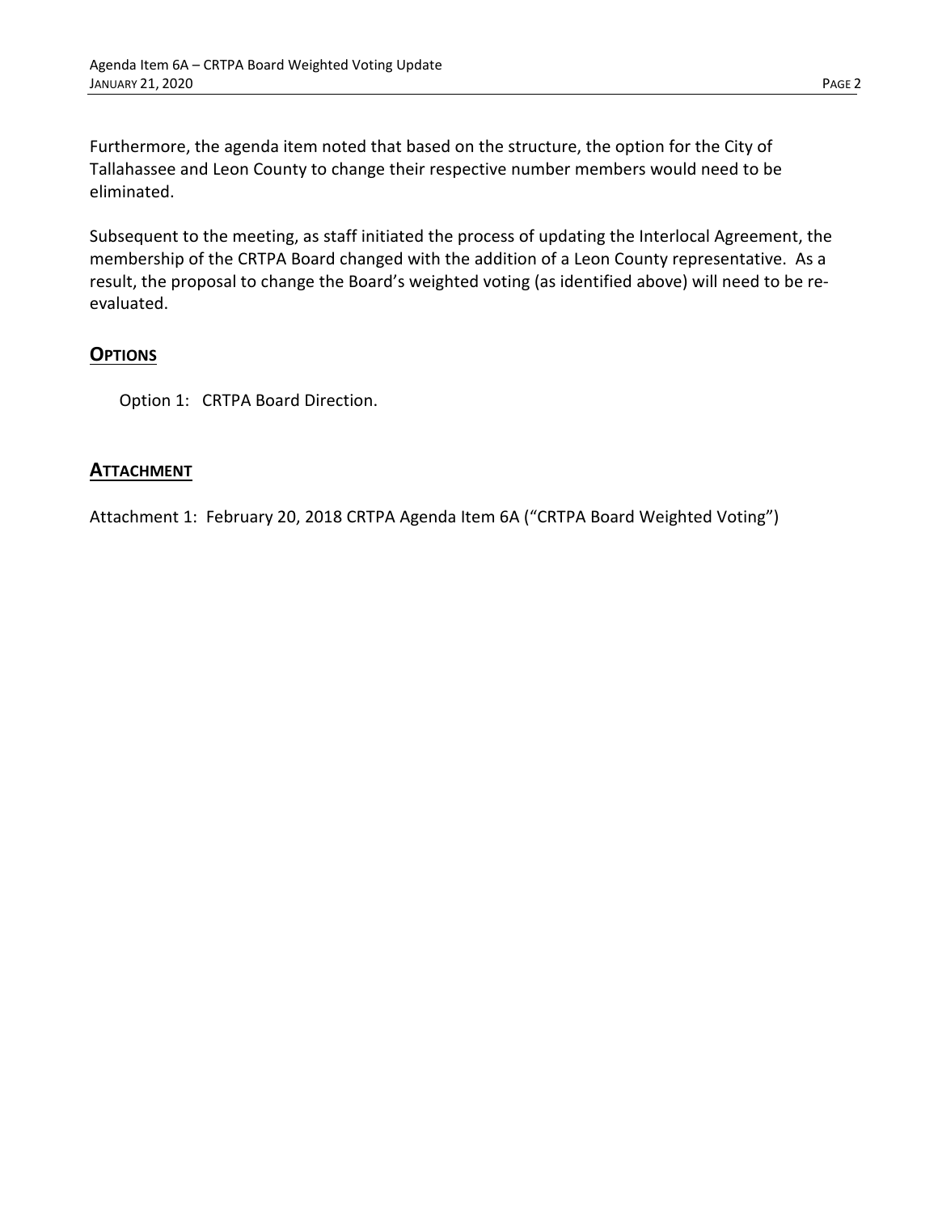Furthermore, the agenda item noted that based on the structure, the option for the City of Tallahassee and Leon County to change their respective number members would need to be eliminated.

Subsequent to the meeting, as staff initiated the process of updating the Interlocal Agreement, the membership of the CRTPA Board changed with the addition of a Leon County representative. As a result, the proposal to change the Board's weighted voting (as identified above) will need to be re-evaluated.

## OPTIONS

Option 1: CRTPA Board Direction.

## ATTACHMENT

Attachment 1: February 20, 2018 CRTPA Agenda Item 6A ("CRTPA Board Weighted Voting")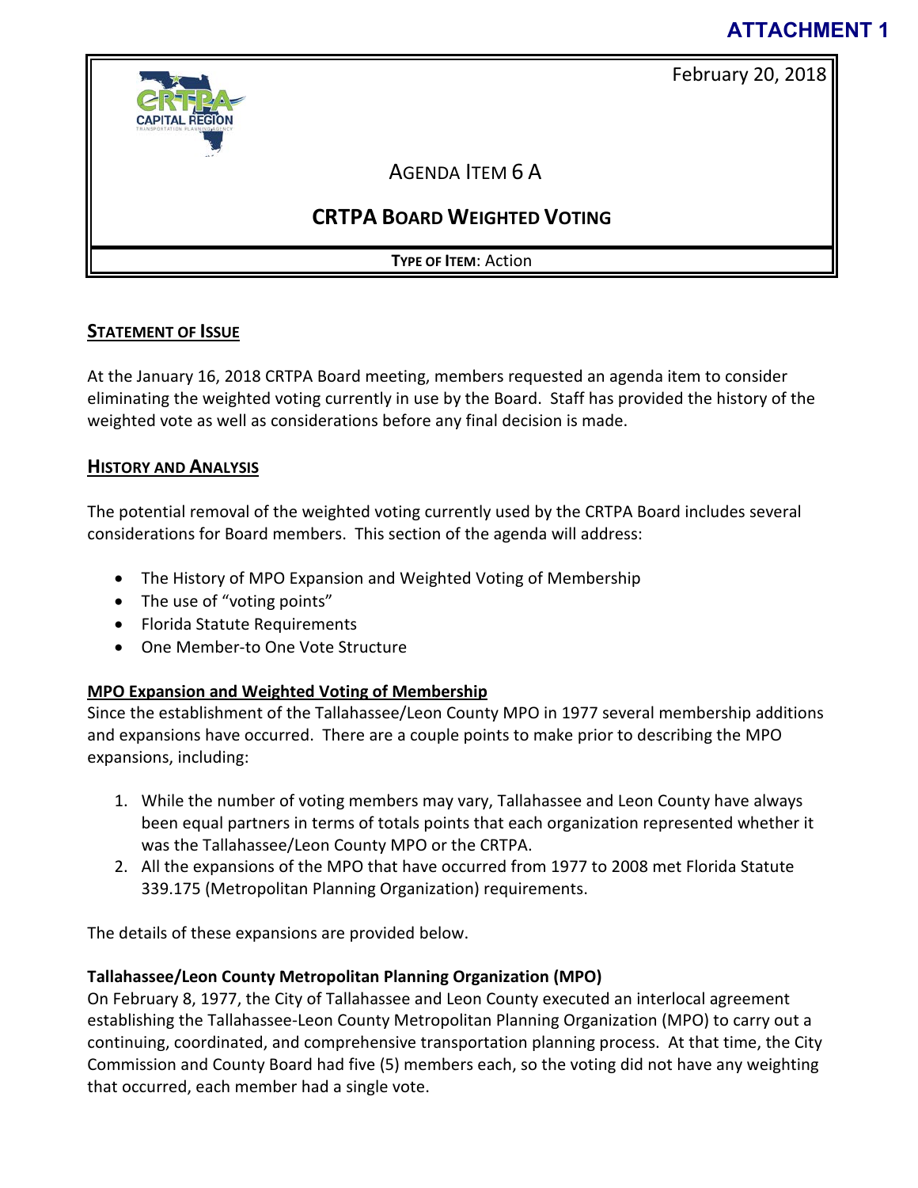**ATTACHMENT 1**

February 20, 2018

AGENDA ITEM 6 A

## CRTPA BOARD WEIGHTED VOTING

**TYPE OF ITEM**: Action

### STATEMENT OF ISSUE

At the January 16, 2018 CRTPA Board meeting, members requested an agenda item to consider eliminating the weighted voting currently in use by the Board. Staff has provided the history of the weighted vote as well as considerations before any final decision is made.

### HISTORY AND ANALYSIS

The potential removal of the weighted voting currently used by the CRTPA Board includes several considerations for Board members. This section of the agenda will address:

- The History of MPO Expansion and Weighted Voting of Membership
- The use of "voting points"
- Florida Statute Requirements
- One Member-to One Vote Structure

#### MPO Expansion and Weighted Voting of Membership

Since the establishment of the Tallahassee/Leon County MPO in 1977 several membership additions and expansions have occurred. There are a couple points to make prior to describing the MPO expansions, including:

1. While the number of voting members may vary, Tallahassee and Leon County have always been equal partners in terms of totals points that each organization represented whether it was the Tallahassee/Leon County MPO or the CRTPA.
2. All the expansions of the MPO that have occurred from 1977 to 2008 met Florida Statute 339.175 (Metropolitan Planning Organization) requirements.

The details of these expansions are provided below.

**Tallahassee/Leon County Metropolitan Planning Organization (MPO)**

On February 8, 1977, the City of Tallahassee and Leon County executed an interlocal agreement establishing the Tallahassee-Leon County Metropolitan Planning Organization (MPO) to carry out a continuing, coordinated, and comprehensive transportation planning process. At that time, the City Commission and County Board had five (5) members each, so the voting did not have any weighting that occurred, each member had a single vote.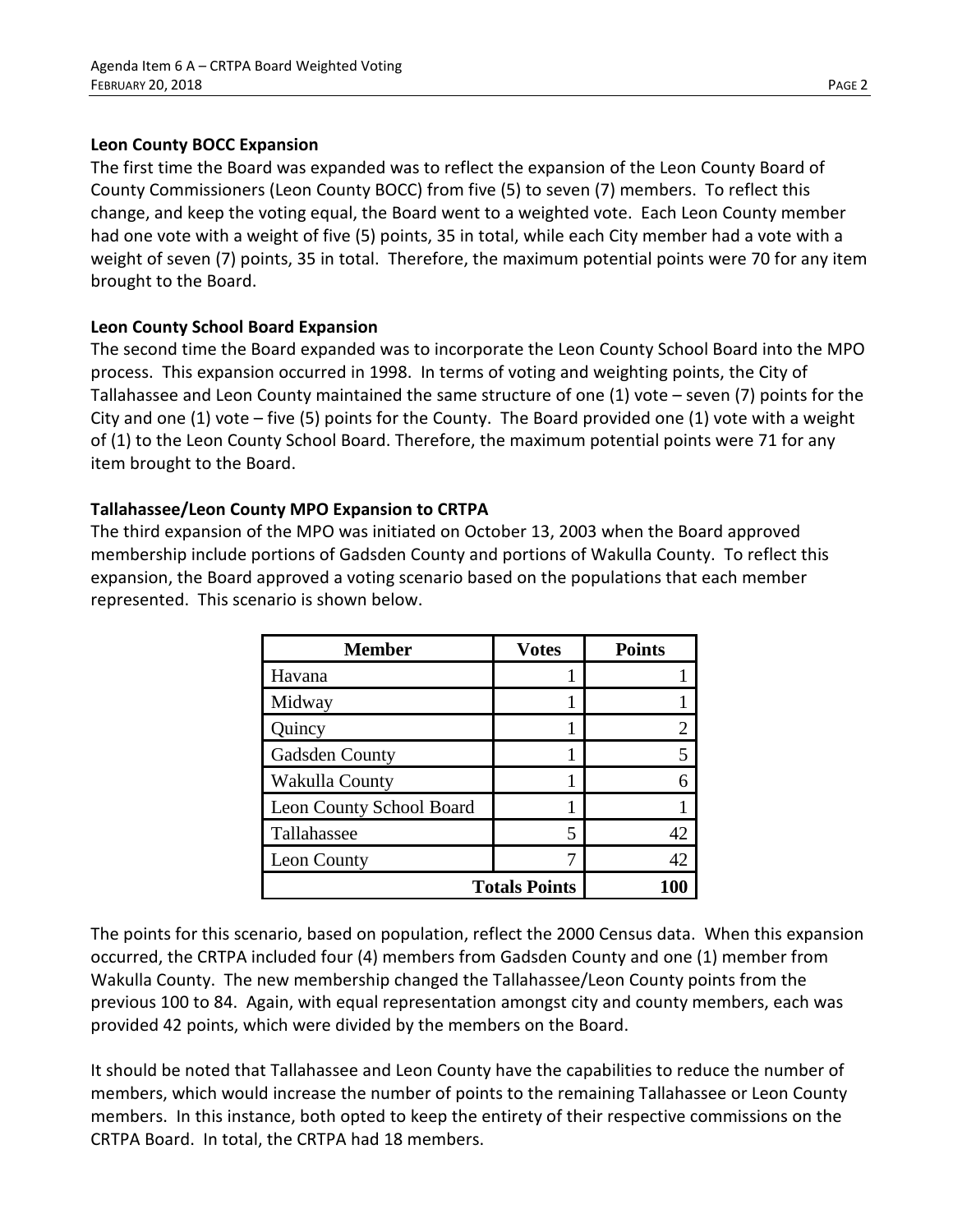### Leon County BOCC Expansion

The first time the Board was expanded was to reflect the expansion of the Leon County Board of County Commissioners (Leon County BOCC) from five (5) to seven (7) members. To reflect this change, and keep the voting equal, the Board went to a weighted vote. Each Leon County member had one vote with a weight of five (5) points, 35 in total, while each City member had a vote with a weight of seven (7) points, 35 in total. Therefore, the maximum potential points were 70 for any item brought to the Board.

### Leon County School Board Expansion

The second time the Board expanded was to incorporate the Leon County School Board into the MPO process. This expansion occurred in 1998. In terms of voting and weighting points, the City of Tallahassee and Leon County maintained the same structure of one (1) vote – seven (7) points for the City and one (1) vote – five (5) points for the County. The Board provided one (1) vote with a weight of (1) to the Leon County School Board. Therefore, the maximum potential points were 71 for any item brought to the Board.

### Tallahassee/Leon County MPO Expansion to CRTPA

The third expansion of the MPO was initiated on October 13, 2003 when the Board approved membership include portions of Gadsden County and portions of Wakulla County. To reflect this expansion, the Board approved a voting scenario based on the populations that each member represented. This scenario is shown below.

| Member | Votes | Points |
|---|---|---|
| Havana | 1 | 1 |
| Midway | 1 | 1 |
| Quincy | 1 | 2 |
| Gadsden County | 1 | 5 |
| Wakulla County | 1 | 6 |
| Leon County School Board | 1 | 1 |
| Tallahassee | 5 | 42 |
| Leon County | 7 | 42 |
| | **Totals Points** | **100** |

The points for this scenario, based on population, reflect the 2000 Census data. When this expansion occurred, the CRTPA included four (4) members from Gadsden County and one (1) member from Wakulla County. The new membership changed the Tallahassee/Leon County points from the previous 100 to 84. Again, with equal representation amongst city and county members, each was provided 42 points, which were divided by the members on the Board.

It should be noted that Tallahassee and Leon County have the capabilities to reduce the number of members, which would increase the number of points to the remaining Tallahassee or Leon County members. In this instance, both opted to keep the entirety of their respective commissions on the CRTPA Board. In total, the CRTPA had 18 members.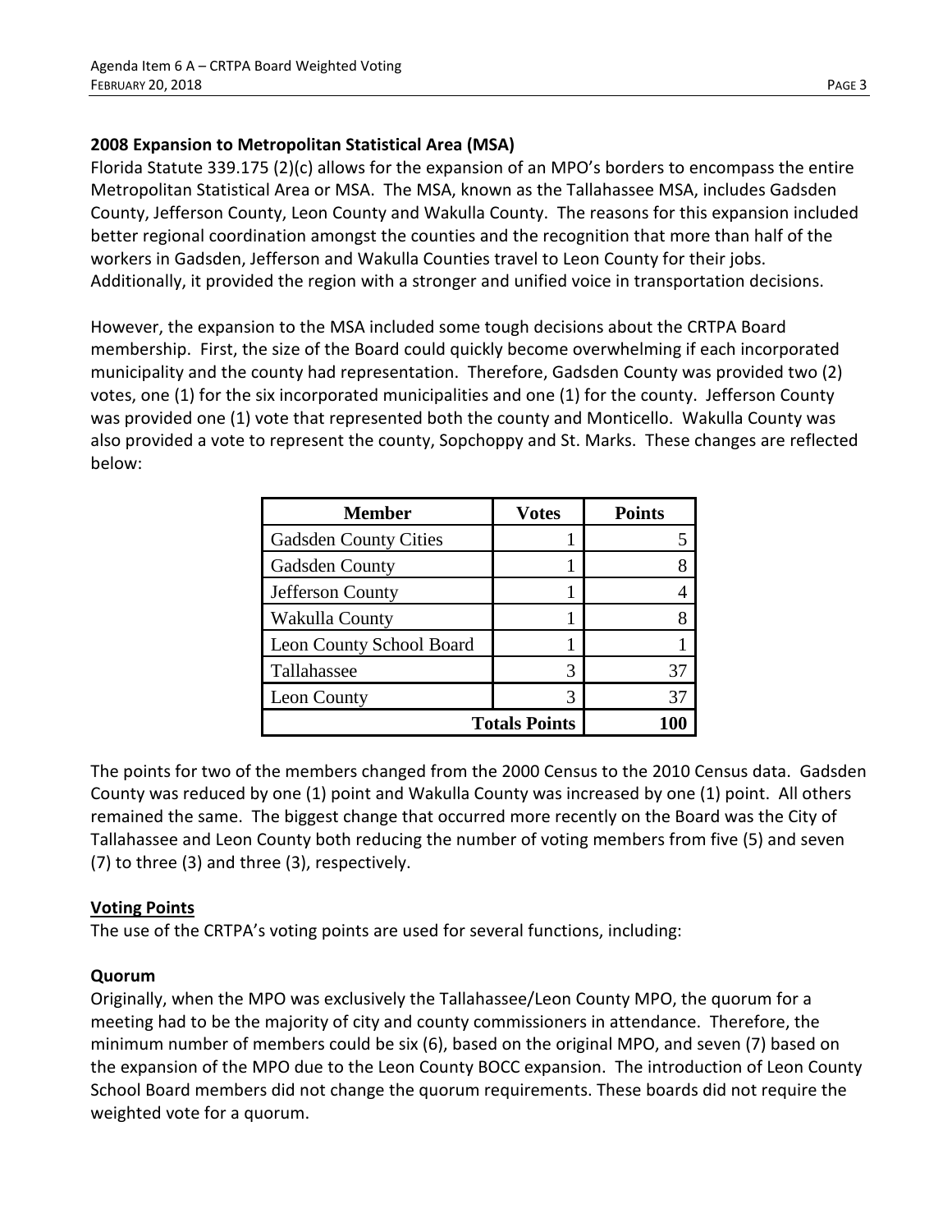## 2008 Expansion to Metropolitan Statistical Area (MSA)

Florida Statute 339.175 (2)(c) allows for the expansion of an MPO's borders to encompass the entire Metropolitan Statistical Area or MSA. The MSA, known as the Tallahassee MSA, includes Gadsden County, Jefferson County, Leon County and Wakulla County. The reasons for this expansion included better regional coordination amongst the counties and the recognition that more than half of the workers in Gadsden, Jefferson and Wakulla Counties travel to Leon County for their jobs. Additionally, it provided the region with a stronger and unified voice in transportation decisions.

However, the expansion to the MSA included some tough decisions about the CRTPA Board membership. First, the size of the Board could quickly become overwhelming if each incorporated municipality and the county had representation. Therefore, Gadsden County was provided two (2) votes, one (1) for the six incorporated municipalities and one (1) for the county. Jefferson County was provided one (1) vote that represented both the county and Monticello. Wakulla County was also provided a vote to represent the county, Sopchoppy and St. Marks. These changes are reflected below:

| Member | Votes | Points |
|---|---|---|
| Gadsden County Cities | 1 | 5 |
| Gadsden County | 1 | 8 |
| Jefferson County | 1 | 4 |
| Wakulla County | 1 | 8 |
| Leon County School Board | 1 | 1 |
| Tallahassee | 3 | 37 |
| Leon County | 3 | 37 |
| | **Totals Points** | **100** |

The points for two of the members changed from the 2000 Census to the 2010 Census data. Gadsden County was reduced by one (1) point and Wakulla County was increased by one (1) point. All others remained the same. The biggest change that occurred more recently on the Board was the City of Tallahassee and Leon County both reducing the number of voting members from five (5) and seven (7) to three (3) and three (3), respectively.

## Voting Points

The use of the CRTPA's voting points are used for several functions, including:

### Quorum

Originally, when the MPO was exclusively the Tallahassee/Leon County MPO, the quorum for a meeting had to be the majority of city and county commissioners in attendance. Therefore, the minimum number of members could be six (6), based on the original MPO, and seven (7) based on the expansion of the MPO due to the Leon County BOCC expansion. The introduction of Leon County School Board members did not change the quorum requirements. These boards did not require the weighted vote for a quorum.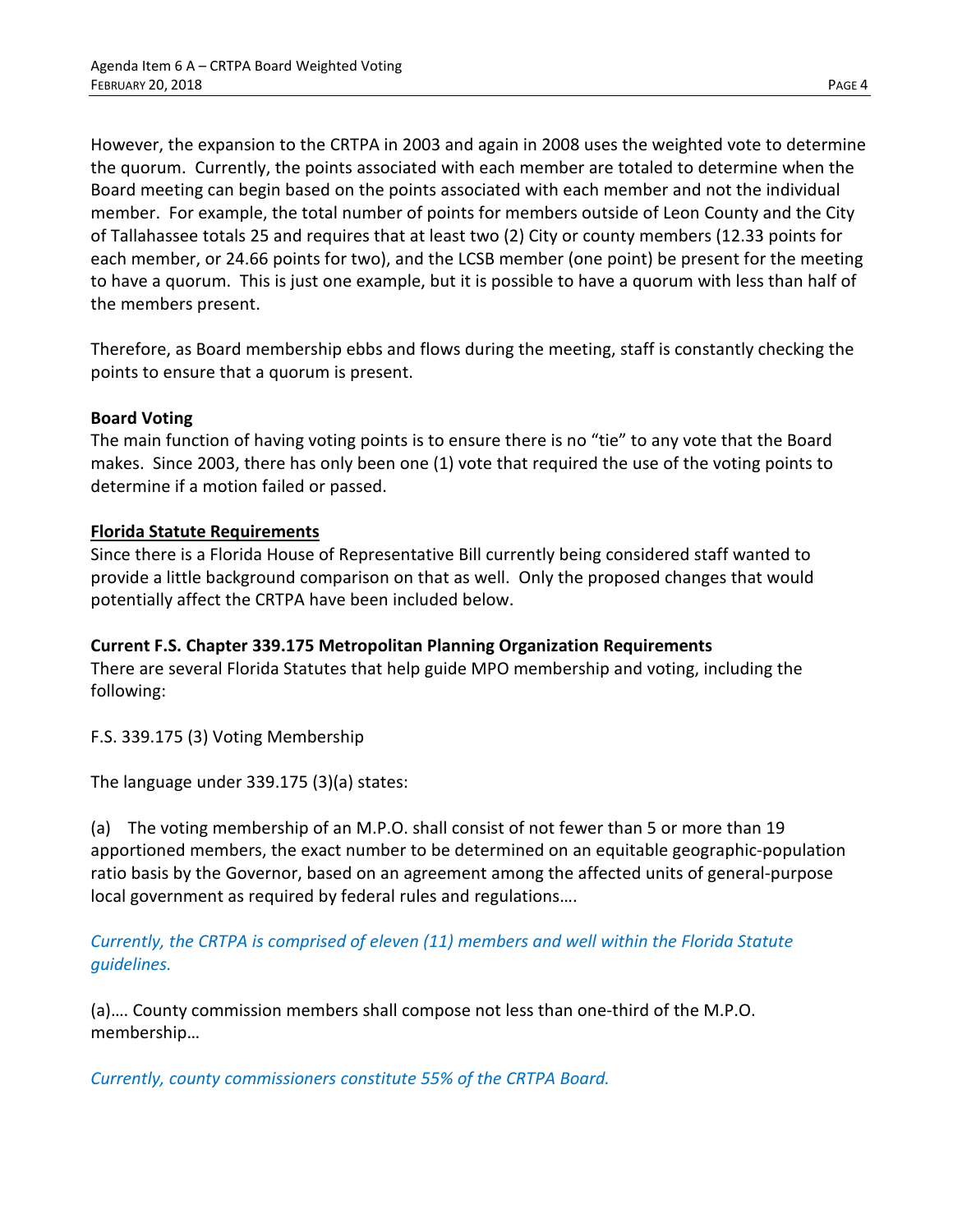However, the expansion to the CRTPA in 2003 and again in 2008 uses the weighted vote to determine the quorum. Currently, the points associated with each member are totaled to determine when the Board meeting can begin based on the points associated with each member and not the individual member. For example, the total number of points for members outside of Leon County and the City of Tallahassee totals 25 and requires that at least two (2) City or county members (12.33 points for each member, or 24.66 points for two), and the LCSB member (one point) be present for the meeting to have a quorum. This is just one example, but it is possible to have a quorum with less than half of the members present.

Therefore, as Board membership ebbs and flows during the meeting, staff is constantly checking the points to ensure that a quorum is present.

**Board Voting**

The main function of having voting points is to ensure there is no "tie" to any vote that the Board makes. Since 2003, there has only been one (1) vote that required the use of the voting points to determine if a motion failed or passed.

**Florida Statute Requirements**

Since there is a Florida House of Representative Bill currently being considered staff wanted to provide a little background comparison on that as well. Only the proposed changes that would potentially affect the CRTPA have been included below.

**Current F.S. Chapter 339.175 Metropolitan Planning Organization Requirements**

There are several Florida Statutes that help guide MPO membership and voting, including the following:

F.S. 339.175 (3) Voting Membership

The language under 339.175 (3)(a) states:

(a) The voting membership of an M.P.O. shall consist of not fewer than 5 or more than 19 apportioned members, the exact number to be determined on an equitable geographic-population ratio basis by the Governor, based on an agreement among the affected units of general-purpose local government as required by federal rules and regulations….

*Currently, the CRTPA is comprised of eleven (11) members and well within the Florida Statute guidelines.*

(a)…. County commission members shall compose not less than one-third of the M.P.O. membership…

*Currently, county commissioners constitute 55% of the CRTPA Board.*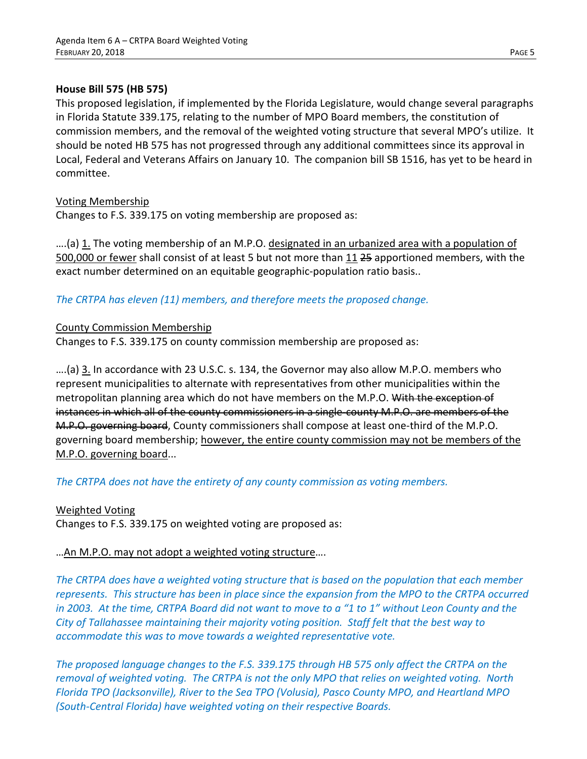**House Bill 575 (HB 575)**

This proposed legislation, if implemented by the Florida Legislature, would change several paragraphs in Florida Statute 339.175, relating to the number of MPO Board members, the constitution of commission members, and the removal of the weighted voting structure that several MPO's utilize. It should be noted HB 575 has not progressed through any additional committees since its approval in Local, Federal and Veterans Affairs on January 10. The companion bill SB 1516, has yet to be heard in committee.

<u>Voting Membership</u>

Changes to F.S. 339.175 on voting membership are proposed as:

….(a) <u>1.</u> The voting membership of an M.P.O. <u>designated in an urbanized area with a population of 500,000 or fewer</u> shall consist of at least 5 but not more than <u>11</u> ~~25~~ apportioned members, with the exact number determined on an equitable geographic-population ratio basis..

*The CRTPA has eleven (11) members, and therefore meets the proposed change.*

<u>County Commission Membership</u>

Changes to F.S. 339.175 on county commission membership are proposed as:

….(a) <u>3.</u> In accordance with 23 U.S.C. s. 134, the Governor may also allow M.P.O. members who represent municipalities to alternate with representatives from other municipalities within the metropolitan planning area which do not have members on the M.P.O. ~~With the exception of instances in which all of the county commissioners in a single-county M.P.O. are members of the M.P.O. governing board~~, County commissioners shall compose at least one-third of the M.P.O. governing board membership; <u>however, the entire county commission may not be members of the M.P.O. governing board</u>...

*The CRTPA does not have the entirety of any county commission as voting members.*

<u>Weighted Voting</u>

Changes to F.S. 339.175 on weighted voting are proposed as:

…<u>An M.P.O. may not adopt a weighted voting structure</u>….

*The CRTPA does have a weighted voting structure that is based on the population that each member represents. This structure has been in place since the expansion from the MPO to the CRTPA occurred in 2003. At the time, CRTPA Board did not want to move to a "1 to 1" without Leon County and the City of Tallahassee maintaining their majority voting position. Staff felt that the best way to accommodate this was to move towards a weighted representative vote.*

*The proposed language changes to the F.S. 339.175 through HB 575 only affect the CRTPA on the removal of weighted voting. The CRTPA is not the only MPO that relies on weighted voting. North Florida TPO (Jacksonville), River to the Sea TPO (Volusia), Pasco County MPO, and Heartland MPO (South-Central Florida) have weighted voting on their respective Boards.*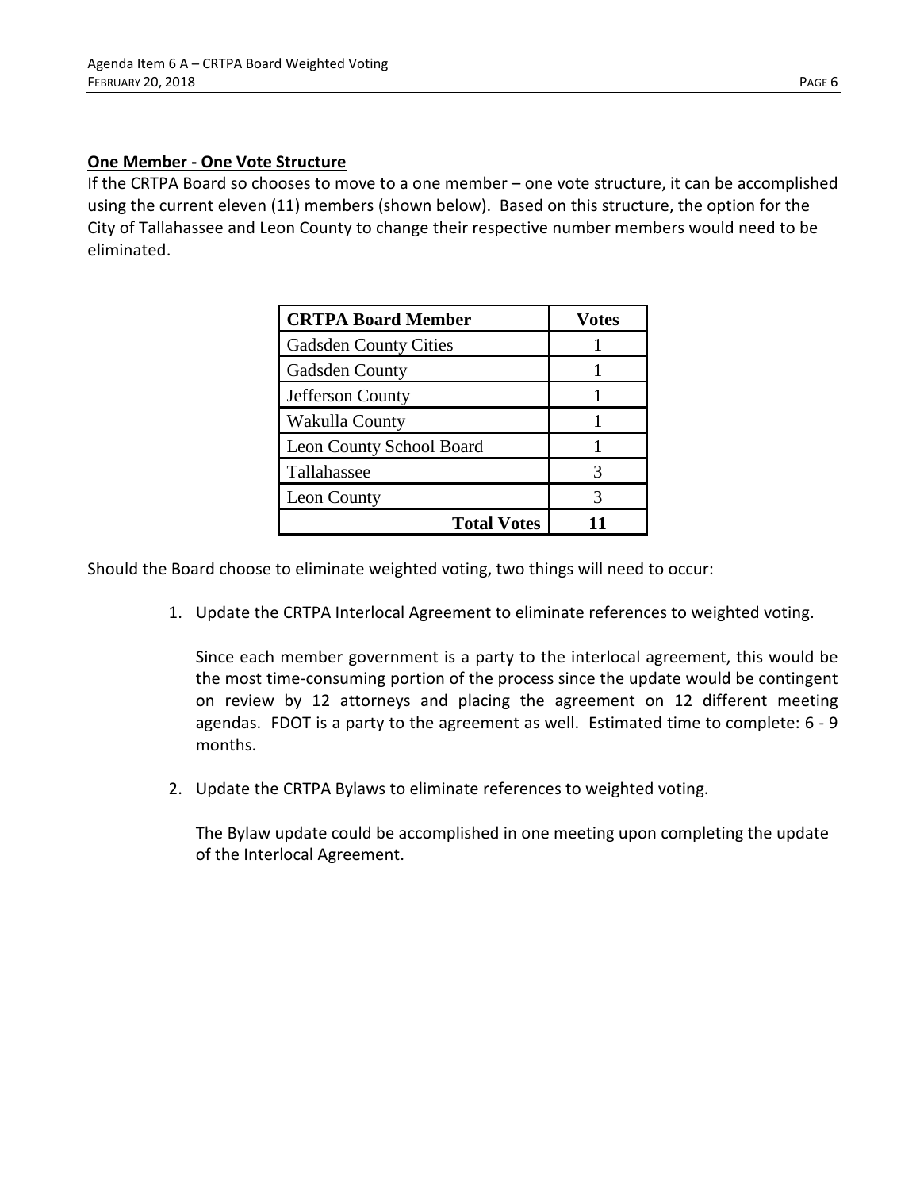## **One Member - One Vote Structure**

If the CRTPA Board so chooses to move to a one member – one vote structure, it can be accomplished using the current eleven (11) members (shown below). Based on this structure, the option for the City of Tallahassee and Leon County to change their respective number members would need to be eliminated.

| CRTPA Board Member | Votes |
|---|---|
| Gadsden County Cities | 1 |
| Gadsden County | 1 |
| Jefferson County | 1 |
| Wakulla County | 1 |
| Leon County School Board | 1 |
| Tallahassee | 3 |
| Leon County | 3 |
| **Total Votes** | **11** |

Should the Board choose to eliminate weighted voting, two things will need to occur:

1. Update the CRTPA Interlocal Agreement to eliminate references to weighted voting.

   Since each member government is a party to the interlocal agreement, this would be the most time-consuming portion of the process since the update would be contingent on review by 12 attorneys and placing the agreement on 12 different meeting agendas. FDOT is a party to the agreement as well. Estimated time to complete: 6 - 9 months.

2. Update the CRTPA Bylaws to eliminate references to weighted voting.

   The Bylaw update could be accomplished in one meeting upon completing the update of the Interlocal Agreement.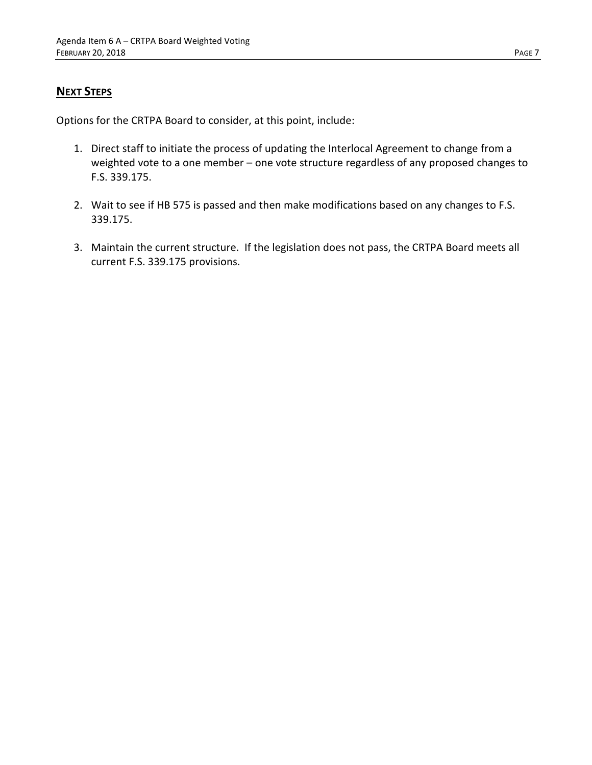## **NEXT STEPS**

Options for the CRTPA Board to consider, at this point, include:

1. Direct staff to initiate the process of updating the Interlocal Agreement to change from a weighted vote to a one member – one vote structure regardless of any proposed changes to F.S. 339.175.

2. Wait to see if HB 575 is passed and then make modifications based on any changes to F.S. 339.175.

3. Maintain the current structure. If the legislation does not pass, the CRTPA Board meets all current F.S. 339.175 provisions.